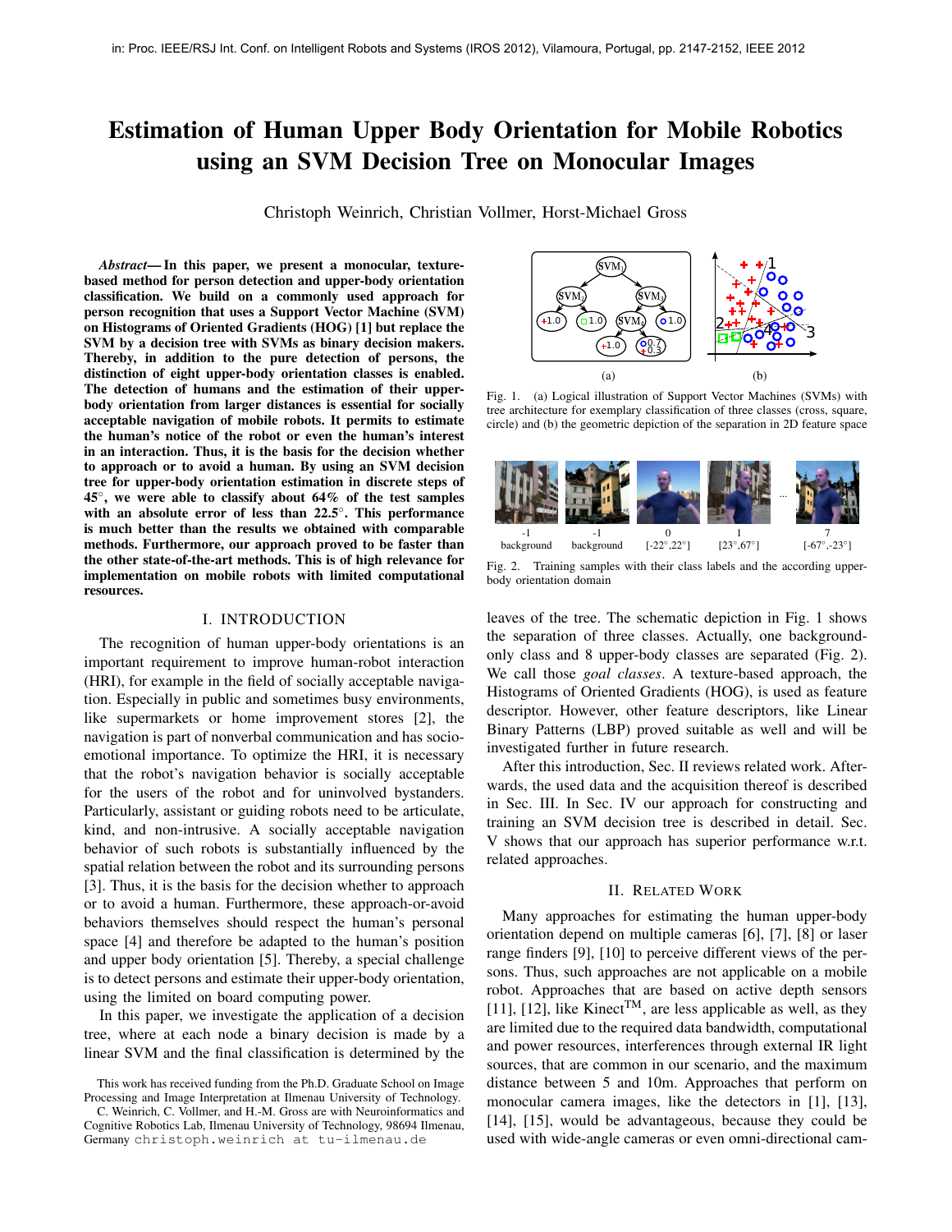# Estimation of Human Upper Body Orientation for Mobile Robotics using an SVM Decision Tree on Monocular Images

Christoph Weinrich, Christian Vollmer, Horst-Michael Gross

***Abstract*— In this paper, we present a monocular, texture-based method for person detection and upper-body orientation classification. We build on a commonly used approach for person recognition that uses a Support Vector Machine (SVM) on Histograms of Oriented Gradients (HOG) [1] but replace the SVM by a decision tree with SVMs as binary decision makers. Thereby, in addition to the pure detection of persons, the distinction of eight upper-body orientation classes is enabled. The detection of humans and the estimation of their upper-body orientation from larger distances is essential for socially acceptable navigation of mobile robots. It permits to estimate the human's notice of the robot or even the human's interest in an interaction. Thus, it is the basis for the decision whether to approach or to avoid a human. By using an SVM decision tree for upper-body orientation estimation in discrete steps of 45°, we were able to classify about 64% of the test samples with an absolute error of less than 22.5°. This performance is much better than the results we obtained with comparable methods. Furthermore, our approach proved to be faster than the other state-of-the-art methods. This is of high relevance for implementation on mobile robots with limited computational resources.**

## I. INTRODUCTION

The recognition of human upper-body orientations is an important requirement to improve human-robot interaction (HRI), for example in the field of socially acceptable navigation. Especially in public and sometimes busy environments, like supermarkets or home improvement stores [2], the navigation is part of nonverbal communication and has socio-emotional importance. To optimize the HRI, it is necessary that the robot's navigation behavior is socially acceptable for the users of the robot and for uninvolved bystanders. Particularly, assistant or guiding robots need to be articulate, kind, and non-intrusive. A socially acceptable navigation behavior of such robots is substantially influenced by the spatial relation between the robot and its surrounding persons [3]. Thus, it is the basis for the decision whether to approach or to avoid a human. Furthermore, these approach-or-avoid behaviors themselves should respect the human's personal space [4] and therefore be adapted to the human's position and upper body orientation [5]. Thereby, a special challenge is to detect persons and estimate their upper-body orientation, using the limited on board computing power.

In this paper, we investigate the application of a decision tree, where at each node a binary decision is made by a linear SVM and the final classification is determined by the leaves of the tree. The schematic depiction in Fig. 1 shows the separation of three classes. Actually, one background-only class and 8 upper-body classes are separated (Fig. 2). We call those *goal classes*. A texture-based approach, the Histograms of Oriented Gradients (HOG), is used as feature descriptor. However, other feature descriptors, like Linear Binary Patterns (LBP) proved suitable as well and will be investigated further in future research.

SVM$_1$
SVM$_2$
SVM$_3$
SVM$_4$
+1.0
1.0
1.0
1.0
+1.0
0.7
0.3
(a)

1
2
3
4
(b)

Fig. 1. (a) Logical illustration of Support Vector Machines (SVMs) with tree architecture for exemplary classification of three classes (cross, square, circle) and (b) the geometric depiction of the separation in 2D feature space

-1 background
-1 background
0 [-22°,22°]
1 [23°,67°]
...
7 [-67°,-23°]

Fig. 2. Training samples with their class labels and the according upper-body orientation domain

After this introduction, Sec. II reviews related work. Afterwards, the used data and the acquisition thereof is described in Sec. III. In Sec. IV our approach for constructing and training an SVM decision tree is described in detail. Sec. V shows that our approach has superior performance w.r.t. related approaches.

## II. RELATED WORK

Many approaches for estimating the human upper-body orientation depend on multiple cameras [6], [7], [8] or laser range finders [9], [10] to perceive different views of the persons. Thus, such approaches are not applicable on a mobile robot. Approaches that are based on active depth sensors [11], [12], like Kinect™, are less applicable as well, as they are limited due to the required data bandwidth, computational and power resources, interferences through external IR light sources, that are common in our scenario, and the maximum distance between 5 and 10m. Approaches that perform on monocular camera images, like the detectors in [1], [13], [14], [15], would be advantageous, because they could be used with wide-angle cameras or even omni-directional cam-

This work has received funding from the Ph.D. Graduate School on Image Processing and Image Interpretation at Ilmenau University of Technology.

C. Weinrich, C. Vollmer, and H.-M. Gross are with Neuroinformatics and Cognitive Robotics Lab, Ilmenau University of Technology, 98694 Ilmenau, Germany christoph.weinrich at tu-ilmenau.de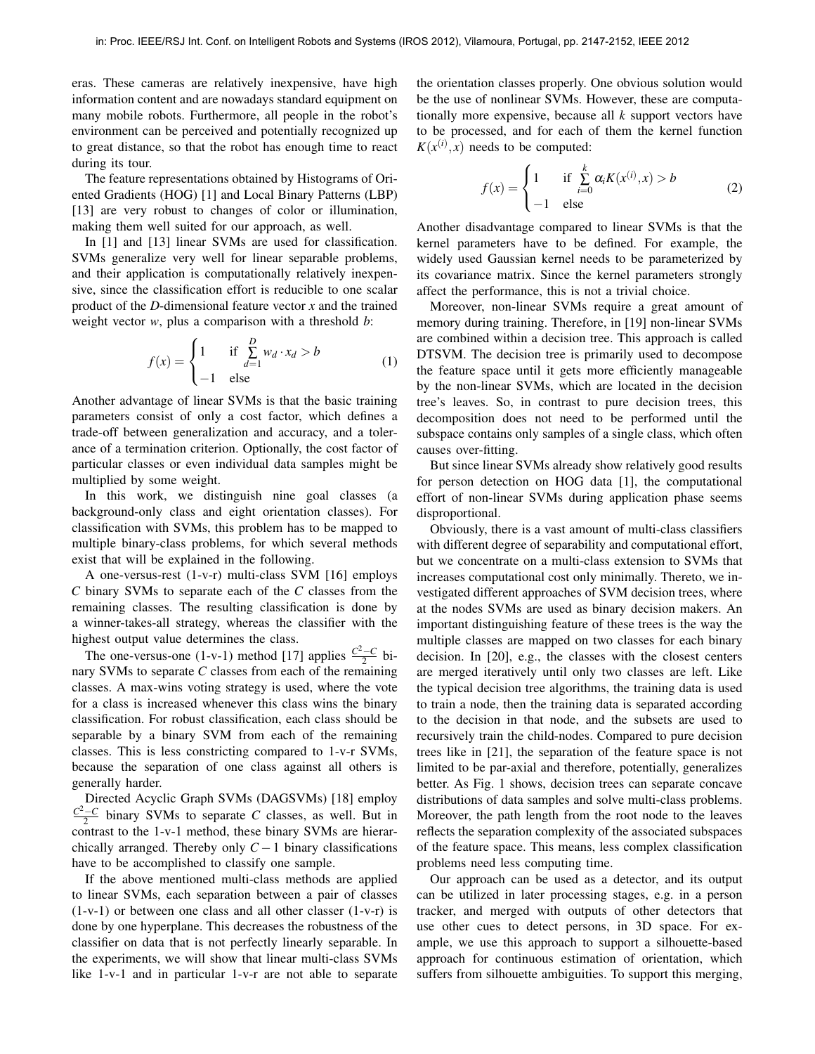eras. These cameras are relatively inexpensive, have high information content and are nowadays standard equipment on many mobile robots. Furthermore, all people in the robot's environment can be perceived and potentially recognized up to great distance, so that the robot has enough time to react during its tour.

The feature representations obtained by Histograms of Oriented Gradients (HOG) [1] and Local Binary Patterns (LBP) [13] are very robust to changes of color or illumination, making them well suited for our approach, as well.

In [1] and [13] linear SVMs are used for classification. SVMs generalize very well for linear separable problems, and their application is computationally relatively inexpensive, since the classification effort is reducible to one scalar product of the $D$-dimensional feature vector $x$ and the trained weight vector $w$, plus a comparison with a threshold $b$:

$$f(x) = \begin{cases} 1 & \text{if } \sum_{d=1}^{D} w_d \cdot x_d > b \\ -1 & \text{else} \end{cases} \tag{1}$$

Another advantage of linear SVMs is that the basic training parameters consist of only a cost factor, which defines a trade-off between generalization and accuracy, and a tolerance of a termination criterion. Optionally, the cost factor of particular classes or even individual data samples might be multiplied by some weight.

In this work, we distinguish nine goal classes (a background-only class and eight orientation classes). For classification with SVMs, this problem has to be mapped to multiple binary-class problems, for which several methods exist that will be explained in the following.

A one-versus-rest (1-v-r) multi-class SVM [16] employs $C$ binary SVMs to separate each of the $C$ classes from the remaining classes. The resulting classification is done by a winner-takes-all strategy, whereas the classifier with the highest output value determines the class.

The one-versus-one (1-v-1) method [17] applies $\frac{C^2-C}{2}$ binary SVMs to separate $C$ classes from each of the remaining classes. A max-wins voting strategy is used, where the vote for a class is increased whenever this class wins the binary classification. For robust classification, each class should be separable by a binary SVM from each of the remaining classes. This is less constricting compared to 1-v-r SVMs, because the separation of one class against all others is generally harder.

Directed Acyclic Graph SVMs (DAGSVMs) [18] employ $\frac{C^2-C}{2}$ binary SVMs to separate $C$ classes, as well. But in contrast to the 1-v-1 method, these binary SVMs are hierarchically arranged. Thereby only $C-1$ binary classifications have to be accomplished to classify one sample.

If the above mentioned multi-class methods are applied to linear SVMs, each separation between a pair of classes (1-v-1) or between one class and all other classer (1-v-r) is done by one hyperplane. This decreases the robustness of the classifier on data that is not perfectly linearly separable. In the experiments, we will show that linear multi-class SVMs like 1-v-1 and in particular 1-v-r are not able to separate the orientation classes properly. One obvious solution would be the use of nonlinear SVMs. However, these are computationally more expensive, because all $k$ support vectors have to be processed, and for each of them the kernel function $K(x^{(i)}, x)$ needs to be computed:

$$f(x) = \begin{cases} 1 & \text{if } \sum_{i=0}^{k} \alpha_i K(x^{(i)}, x) > b \\ -1 & \text{else} \end{cases} \tag{2}$$

Another disadvantage compared to linear SVMs is that the kernel parameters have to be defined. For example, the widely used Gaussian kernel needs to be parameterized by its covariance matrix. Since the kernel parameters strongly affect the performance, this is not a trivial choice.

Moreover, non-linear SVMs require a great amount of memory during training. Therefore, in [19] non-linear SVMs are combined within a decision tree. This approach is called DTSVM. The decision tree is primarily used to decompose the feature space until it gets more efficiently manageable by the non-linear SVMs, which are located in the decision tree's leaves. So, in contrast to pure decision trees, this decomposition does not need to be performed until the subspace contains only samples of a single class, which often causes over-fitting.

But since linear SVMs already show relatively good results for person detection on HOG data [1], the computational effort of non-linear SVMs during application phase seems disproportional.

Obviously, there is a vast amount of multi-class classifiers with different degree of separability and computational effort, but we concentrate on a multi-class extension to SVMs that increases computational cost only minimally. Thereto, we investigated different approaches of SVM decision trees, where at the nodes SVMs are used as binary decision makers. An important distinguishing feature of these trees is the way the multiple classes are mapped on two classes for each binary decision. In [20], e.g., the classes with the closest centers are merged iteratively until only two classes are left. Like the typical decision tree algorithms, the training data is used to train a node, then the training data is separated according to the decision in that node, and the subsets are used to recursively train the child-nodes. Compared to pure decision trees like in [21], the separation of the feature space is not limited to be par-axial and therefore, potentially, generalizes better. As Fig. 1 shows, decision trees can separate concave distributions of data samples and solve multi-class problems. Moreover, the path length from the root node to the leaves reflects the separation complexity of the associated subspaces of the feature space. This means, less complex classification problems need less computing time.

Our approach can be used as a detector, and its output can be utilized in later processing stages, e.g. in a person tracker, and merged with outputs of other detectors that use other cues to detect persons, in 3D space. For example, we use this approach to support a silhouette-based approach for continuous estimation of orientation, which suffers from silhouette ambiguities. To support this merging,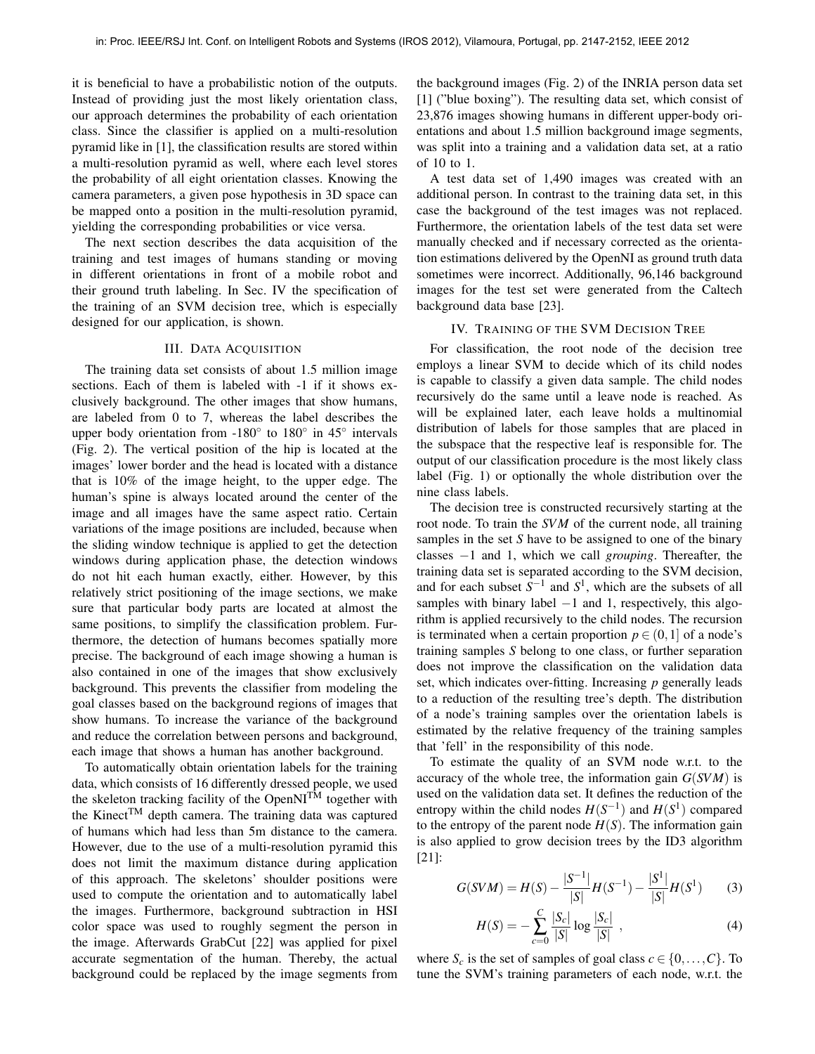it is beneficial to have a probabilistic notion of the outputs. Instead of providing just the most likely orientation class, our approach determines the probability of each orientation class. Since the classifier is applied on a multi-resolution pyramid like in [1], the classification results are stored within a multi-resolution pyramid as well, where each level stores the probability of all eight orientation classes. Knowing the camera parameters, a given pose hypothesis in 3D space can be mapped onto a position in the multi-resolution pyramid, yielding the corresponding probabilities or vice versa.

The next section describes the data acquisition of the training and test images of humans standing or moving in different orientations in front of a mobile robot and their ground truth labeling. In Sec. IV the specification of the training of an SVM decision tree, which is especially designed for our application, is shown.

## III. Data Acquisition

The training data set consists of about 1.5 million image sections. Each of them is labeled with -1 if it shows exclusively background. The other images that show humans, are labeled from 0 to 7, whereas the label describes the upper body orientation from -180° to 180° in 45° intervals (Fig. 2). The vertical position of the hip is located at the images' lower border and the head is located with a distance that is 10% of the image height, to the upper edge. The human's spine is always located around the center of the image and all images have the same aspect ratio. Certain variations of the image positions are included, because when the sliding window technique is applied to get the detection windows during application phase, the detection windows do not hit each human exactly, either. However, by this relatively strict positioning of the image sections, we make sure that particular body parts are located at almost the same positions, to simplify the classification problem. Furthermore, the detection of humans becomes spatially more precise. The background of each image showing a human is also contained in one of the images that show exclusively background. This prevents the classifier from modeling the goal classes based on the background regions of images that show humans. To increase the variance of the background and reduce the correlation between persons and background, each image that shows a human has another background.

To automatically obtain orientation labels for the training data, which consists of 16 differently dressed people, we used the skeleton tracking facility of the OpenNI™ together with the Kinect™ depth camera. The training data was captured of humans which had less than 5m distance to the camera. However, due to the use of a multi-resolution pyramid this does not limit the maximum distance during application of this approach. The skeletons' shoulder positions were used to compute the orientation and to automatically label the images. Furthermore, background subtraction in HSI color space was used to roughly segment the person in the image. Afterwards GrabCut [22] was applied for pixel accurate segmentation of the human. Thereby, the actual background could be replaced by the image segments from the background images (Fig. 2) of the INRIA person data set [1] ("blue boxing"). The resulting data set, which consist of 23,876 images showing humans in different upper-body orientations and about 1.5 million background image segments, was split into a training and a validation data set, at a ratio of 10 to 1.

A test data set of 1,490 images was created with an additional person. In contrast to the training data set, in this case the background of the test images was not replaced. Furthermore, the orientation labels of the test data set were manually checked and if necessary corrected as the orientation estimations delivered by the OpenNI as ground truth data sometimes were incorrect. Additionally, 96,146 background images for the test set were generated from the Caltech background data base [23].

## IV. Training of the SVM Decision Tree

For classification, the root node of the decision tree employs a linear SVM to decide which of its child nodes is capable to classify a given data sample. The child nodes recursively do the same until a leave node is reached. As will be explained later, each leave holds a multinomial distribution of labels for those samples that are placed in the subspace that the respective leaf is responsible for. The output of our classification procedure is the most likely class label (Fig. 1) or optionally the whole distribution over the nine class labels.

The decision tree is constructed recursively starting at the root node. To train the *SVM* of the current node, all training samples in the set $S$ have to be assigned to one of the binary classes $-1$ and 1, which we call *grouping*. Thereafter, the training data set is separated according to the SVM decision, and for each subset $S^{-1}$ and $S^{1}$, which are the subsets of all samples with binary label $-1$ and 1, respectively, this algorithm is applied recursively to the child nodes. The recursion is terminated when a certain proportion $p \in (0,1]$ of a node's training samples $S$ belong to one class, or further separation does not improve the classification on the validation data set, which indicates over-fitting. Increasing $p$ generally leads to a reduction of the resulting tree's depth. The distribution of a node's training samples over the orientation labels is estimated by the relative frequency of the training samples that 'fell' in the responsibility of this node.

To estimate the quality of an SVM node w.r.t. to the accuracy of the whole tree, the information gain $G(SVM)$ is used on the validation data set. It defines the reduction of the entropy within the child nodes $H(S^{-1})$ and $H(S^{1})$ compared to the entropy of the parent node $H(S)$. The information gain is also applied to grow decision trees by the ID3 algorithm [21]:

$$G(SVM) = H(S) - \frac{|S^{-1}|}{|S|} H(S^{-1}) - \frac{|S^{1}|}{|S|} H(S^{1}) \qquad (3)$$

$$H(S) = -\sum_{c=0}^{C} \frac{|S_c|}{|S|} \log \frac{|S_c|}{|S|} \ , \qquad (4)$$

where $S_c$ is the set of samples of goal class $c \in \{0, \ldots, C\}$. To tune the SVM's training parameters of each node, w.r.t. the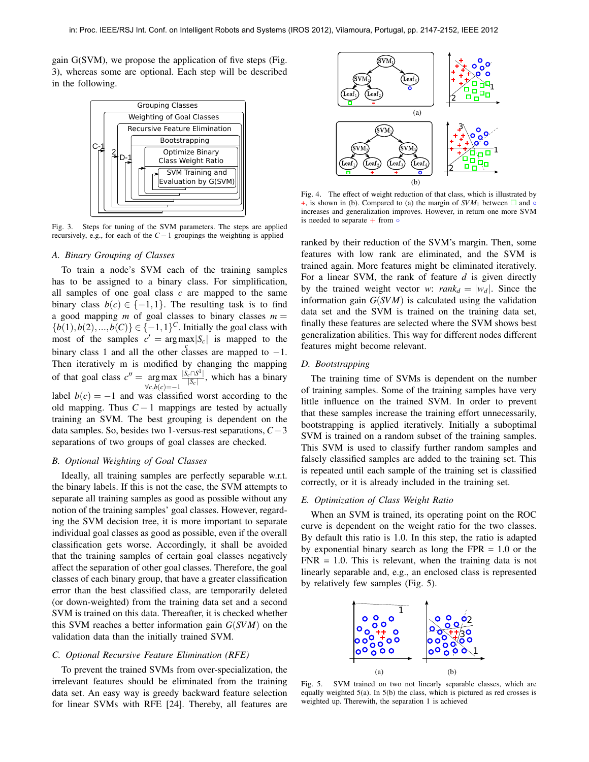gain G(SVM), we propose the application of five steps (Fig. 3), whereas some are optional. Each step will be described in the following.

Grouping Classes
Weighting of Goal Classes
Recursive Feature Elimination
Bootstrapping
Optimize Binary Class Weight Ratio
SVM Training and Evaluation by G(SVM)
C-1
2
D-1

Fig. 3. Steps for tuning of the SVM parameters. The steps are applied recursively, e.g., for each of the $C-1$ groupings the weighting is applied

### A. Binary Grouping of Classes

To train a node's SVM each of the training samples has to be assigned to a binary class. For simplification, all samples of one goal class $c$ are mapped to the same binary class $b(c) \in \{-1, 1\}$. The resulting task is to find a good mapping $m$ of goal classes to binary classes $m = \{b(1), b(2), ..., b(C)\} \in \{-1, 1\}^C$. Initially the goal class with most of the samples $c' = \arg\max_c |S_c|$ is mapped to the binary class 1 and all the other classes are mapped to $-1$. Then iteratively m is modified by changing the mapping of that goal class $c'' = \arg\max_{\forall c, b(c)=-1} \frac{|S_c \cap S^1|}{|S_c|}$, which has a binary label $b(c) = -1$ and was classified worst according to the old mapping. Thus $C-1$ mappings are tested by actually training an SVM. The best grouping is dependent on the data samples. So, besides two 1-versus-rest separations, $C-3$ separations of two groups of goal classes are checked.

### B. Optional Weighting of Goal Classes

Ideally, all training samples are perfectly separable w.r.t. the binary labels. If this is not the case, the SVM attempts to separate all training samples as good as possible without any notion of the training samples' goal classes. However, regarding the SVM decision tree, it is more important to separate individual goal classes as good as possible, even if the overall classification gets worse. Accordingly, it shall be avoided that the training samples of certain goal classes negatively affect the separation of other goal classes. Therefore, the goal classes of each binary group, that have a greater classification error than the best classified class, are temporarily deleted (or down-weighted) from the training data set and a second SVM is trained on this data. Thereafter, it is checked whether this SVM reaches a better information gain $G(SVM)$ on the validation data than the initially trained SVM.

### C. Optional Recursive Feature Elimination (RFE)

To prevent the trained SVMs from over-specialization, the irrelevant features should be eliminated from the training data set. An easy way is greedy backward feature selection for linear SVMs with RFE [24]. Thereby, all features are ranked by their reduction of the SVM's margin. Then, some features with low rank are eliminated, and the SVM is trained again. More features might be eliminated iteratively. For a linear SVM, the rank of feature $d$ is given directly by the trained weight vector $w$: $rank_d = |w_d|$. Since the information gain $G(SVM)$ is calculated using the validation data set and the SVM is trained on the training data set, finally these features are selected where the SVM shows best generalization abilities. This way for different nodes different features might become relevant.

SVM1, SVM2, Leaf1, Leaf2, Leaf3
(a)
SVM1, SVM2, SVM3, Leaf1, Leaf2, Leaf3, Leaf4
(b)

Fig. 4. The effect of weight reduction of that class, which is illustrated by +, is shown in (b). Compared to (a) the margin of $SVM_1$ between □ and ○ increases and generalization improves. However, in return one more SVM is needed to separate + from ○

### D. Bootstrapping

The training time of SVMs is dependent on the number of training samples. Some of the training samples have very little influence on the trained SVM. In order to prevent that these samples increase the training effort unnecessarily, bootstrapping is applied iteratively. Initially a suboptimal SVM is trained on a random subset of the training samples. This SVM is used to classify further random samples and falsely classified samples are added to the training set. This is repeated until each sample of the training set is classified correctly, or it is already included in the training set.

### E. Optimization of Class Weight Ratio

When an SVM is trained, its operating point on the ROC curve is dependent on the weight ratio for the two classes. By default this ratio is 1.0. In this step, the ratio is adapted by exponential binary search as long the FPR = 1.0 or the FNR = 1.0. This is relevant, when the training data is not linearly separable and, e.g., an enclosed class is represented by relatively few samples (Fig. 5).

(a)
(b)

Fig. 5. SVM trained on two not linearly separable classes, which are equally weighted 5(a). In 5(b) the class, which is pictured as red crosses is weighted up. Therewith, the separation 1 is achieved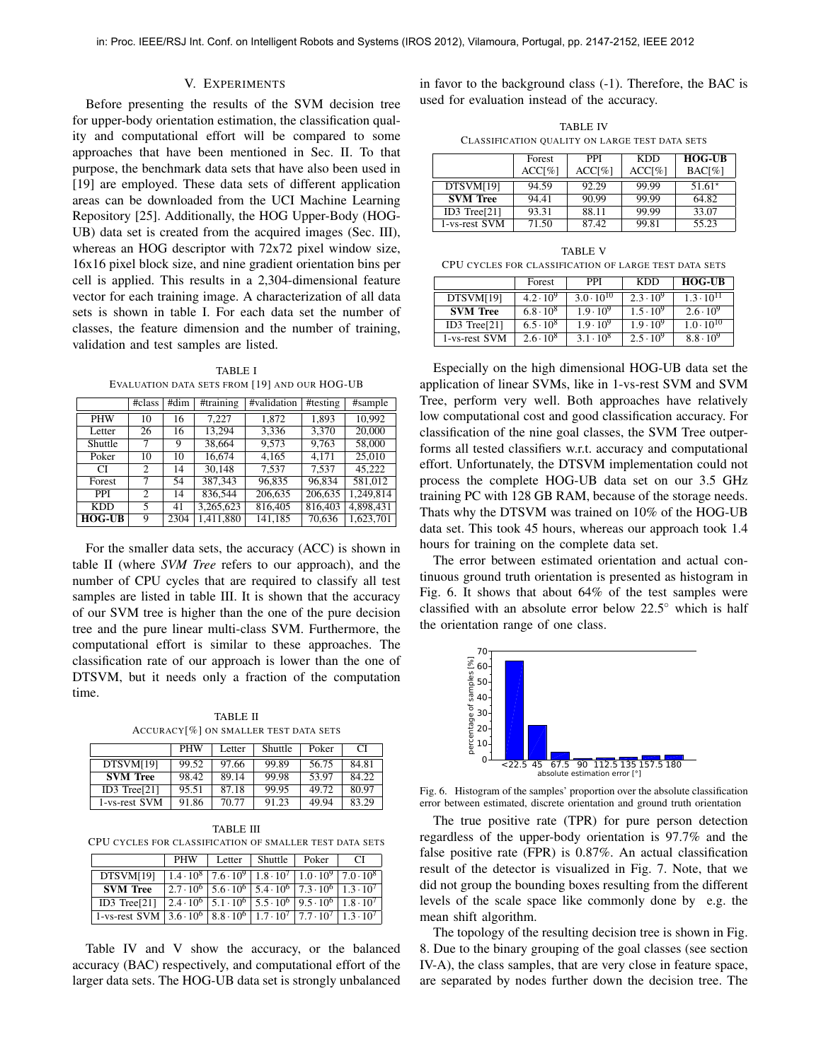## V. EXPERIMENTS

Before presenting the results of the SVM decision tree for upper-body orientation estimation, the classification quality and computational effort will be compared to some approaches that have been mentioned in Sec. II. To that purpose, the benchmark data sets that have also been used in [19] are employed. These data sets of different application areas can be downloaded from the UCI Machine Learning Repository [25]. Additionally, the HOG Upper-Body (HOG-UB) data set is created from the acquired images (Sec. III), whereas an HOG descriptor with 72x72 pixel window size, 16x16 pixel block size, and nine gradient orientation bins per cell is applied. This results in a 2,304-dimensional feature vector for each training image. A characterization of all data sets is shown in table I. For each data set the number of classes, the feature dimension and the number of training, validation and test samples are listed.

TABLE I
EVALUATION DATA SETS FROM [19] AND OUR HOG-UB

| | #class | #dim | #training | #validation | #testing | #sample |
|---|---|---|---|---|---|---|
| PHW | 10 | 16 | 7,227 | 1,872 | 1,893 | 10,992 |
| Letter | 26 | 16 | 13,294 | 3,336 | 3,370 | 20,000 |
| Shuttle | 7 | 9 | 38,664 | 9,573 | 9,763 | 58,000 |
| Poker | 10 | 10 | 16,674 | 4,165 | 4,171 | 25,010 |
| CI | 2 | 14 | 30,148 | 7,537 | 7,537 | 45,222 |
| Forest | 7 | 54 | 387,343 | 96,835 | 96,834 | 581,012 |
| PPI | 2 | 14 | 836,544 | 206,635 | 206,635 | 1,249,814 |
| KDD | 5 | 41 | 3,265,623 | 816,405 | 816,403 | 4,898,431 |
| **HOG-UB** | 9 | 2304 | 1,411,880 | 141,185 | 70,636 | 1,623,701 |

For the smaller data sets, the accuracy (ACC) is shown in table II (where *SVM Tree* refers to our approach), and the number of CPU cycles that are required to classify all test samples are listed in table III. It is shown that the accuracy of our SVM tree is higher than the one of the pure decision tree and the pure linear multi-class SVM. Furthermore, the computational effort is similar to these approaches. The classification rate of our approach is lower than the one of DTSVM, but it needs only a fraction of the computation time.

TABLE II
ACCURACY[%] ON SMALLER TEST DATA SETS

| | PHW | Letter | Shuttle | Poker | CI |
|---|---|---|---|---|---|
| DTSVM[19] | 99.52 | 97.66 | 99.89 | 56.75 | 84.81 |
| **SVM Tree** | 98.42 | 89.14 | 99.98 | 53.97 | 84.22 |
| ID3 Tree[21] | 95.51 | 87.18 | 99.95 | 49.72 | 80.97 |
| 1-vs-rest SVM | 91.86 | 70.77 | 91.23 | 49.94 | 83.29 |

TABLE III
CPU CYCLES FOR CLASSIFICATION OF SMALLER TEST DATA SETS

| | PHW | Letter | Shuttle | Poker | CI |
|---|---|---|---|---|---|
| DTSVM[19] | $1.4 \cdot 10^8$ | $7.6 \cdot 10^9$ | $1.8 \cdot 10^7$ | $1.0 \cdot 10^9$ | $7.0 \cdot 10^8$ |
| **SVM Tree** | $2.7 \cdot 10^6$ | $5.6 \cdot 10^6$ | $5.4 \cdot 10^6$ | $7.3 \cdot 10^6$ | $1.3 \cdot 10^7$ |
| ID3 Tree[21] | $2.4 \cdot 10^6$ | $5.1 \cdot 10^6$ | $5.5 \cdot 10^6$ | $9.5 \cdot 10^6$ | $1.8 \cdot 10^7$ |
| 1-vs-rest SVM | $3.6 \cdot 10^6$ | $8.8 \cdot 10^6$ | $1.7 \cdot 10^7$ | $7.7 \cdot 10^7$ | $1.3 \cdot 10^7$ |

Table IV and V show the accuracy, or the balanced accuracy (BAC) respectively, and computational effort of the larger data sets. The HOG-UB data set is strongly unbalanced in favor to the background class (-1). Therefore, the BAC is used for evaluation instead of the accuracy.

TABLE IV
CLASSIFICATION QUALITY ON LARGE TEST DATA SETS

| | Forest ACC[%] | PPI ACC[%] | KDD ACC[%] | **HOG-UB** BAC[%] |
|---|---|---|---|---|
| DTSVM[19] | 94.59 | 92.29 | 99.99 | 51.61* |
| **SVM Tree** | 94.41 | 90.99 | 99.99 | 64.82 |
| ID3 Tree[21] | 93.31 | 88.11 | 99.99 | 33.07 |
| 1-vs-rest SVM | 71.50 | 87.42 | 99.81 | 55.23 |

TABLE V
CPU CYCLES FOR CLASSIFICATION OF LARGE TEST DATA SETS

| | Forest | PPI | KDD | **HOG-UB** |
|---|---|---|---|---|
| DTSVM[19] | $4.2 \cdot 10^9$ | $3.0 \cdot 10^{10}$ | $2.3 \cdot 10^9$ | $1.3 \cdot 10^{11}$ |
| **SVM Tree** | $6.8 \cdot 10^8$ | $1.9 \cdot 10^9$ | $1.5 \cdot 10^9$ | $2.6 \cdot 10^9$ |
| ID3 Tree[21] | $6.5 \cdot 10^8$ | $1.9 \cdot 10^9$ | $1.9 \cdot 10^9$ | $1.0 \cdot 10^{10}$ |
| 1-vs-rest SVM | $2.6 \cdot 10^8$ | $3.1 \cdot 10^8$ | $2.5 \cdot 10^9$ | $8.8 \cdot 10^9$ |

Especially on the high dimensional HOG-UB data set the application of linear SVMs, like in 1-vs-rest SVM and SVM Tree, perform very well. Both approaches have relatively low computational cost and good classification accuracy. For classification of the nine goal classes, the SVM Tree outperforms all tested classifiers w.r.t. accuracy and computational effort. Unfortunately, the DTSVM implementation could not process the complete HOG-UB data set on our 3.5 GHz training PC with 128 GB RAM, because of the storage needs. Thats why the DTSVM was trained on 10% of the HOG-UB data set. This took 45 hours, whereas our approach took 1.4 hours for training on the complete data set.

The error between estimated orientation and actual continuous ground truth orientation is presented as histogram in Fig. 6. It shows that about 64% of the test samples were classified with an absolute error below 22.5° which is half the orientation range of one class.

70
60
50
40
30
20
10
0
percentage of samples [%]
<22.5 45 67.5 90 112.5 135 157.5 180
absolute estimation error [°]

Fig. 6. Histogram of the samples' proportion over the absolute classification error between estimated, discrete orientation and ground truth orientation

The true positive rate (TPR) for pure person detection regardless of the upper-body orientation is 97.7% and the false positive rate (FPR) is 0.87%. An actual classification result of the detector is visualized in Fig. 7. Note, that we did not group the bounding boxes resulting from the different levels of the scale space like commonly done by e.g. the mean shift algorithm.

The topology of the resulting decision tree is shown in Fig. 8. Due to the binary grouping of the goal classes (see section IV-A), the class samples, that are very close in feature space, are separated by nodes further down the decision tree. The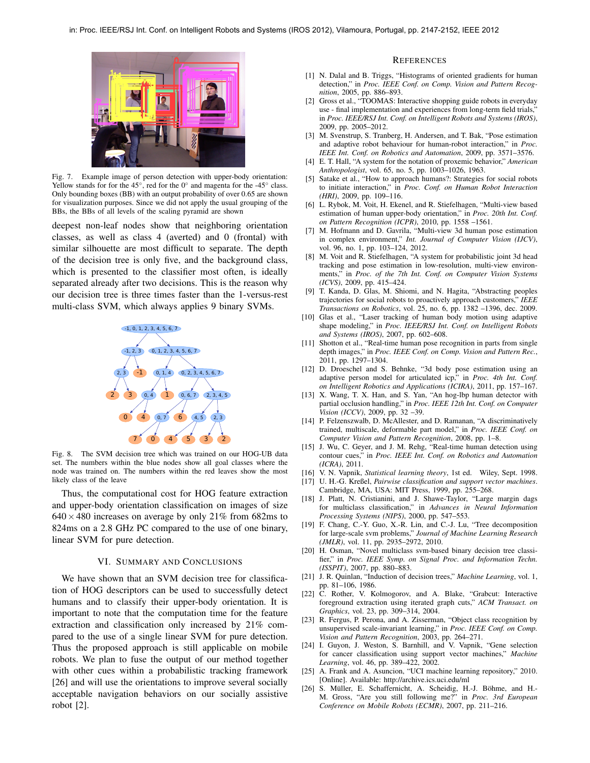Fig. 7. Example image of person detection with upper-body orientation: Yellow stands for for the 45°, red for the 0° and magenta for the -45° class. Only bounding boxes (BB) with an output probability of over 0.65 are shown for visualization purposes. Since we did not apply the usual grouping of the BBs, the BBs of all levels of the scaling pyramid are shown

deepest non-leaf nodes show that neighboring orientation classes, as well as class 4 (averted) and 0 (frontal) with similar silhouette are most difficult to separate. The depth of the decision tree is only five, and the background class, which is presented to the classifier most often, is ideally separated already after two decisions. This is the reason why our decision tree is three times faster than the 1-versus-rest multi-class SVM, which always applies 9 binary SVMs.

-1, 0, 1, 2, 3, 4, 5, 6, 7
-1, 2, 3
0, 1, 2, 3, 4, 5, 6, 7
2, 3
-1
0, 1, 4
0, 2, 3, 4, 5, 6, 7
2
3
0, 4
1
0, 6, 7
2, 3, 4, 5
0
4
0, 7
6
4, 5
2, 3
7
0
4
5
3
2

Fig. 8. The SVM decision tree which was trained on our HOG-UB data set. The numbers within the blue nodes show all goal classes where the node was trained on. The numbers within the red leaves show the most likely class of the leave

Thus, the computational cost for HOG feature extraction and upper-body orientation classification on images of size $640 \times 480$ increases on average by only 21% from 682ms to 824ms on a 2.8 GHz PC compared to the use of one binary, linear SVM for pure detection.

## VI. Summary and Conclusions

We have shown that an SVM decision tree for classification of HOG descriptors can be used to successfully detect humans and to classify their upper-body orientation. It is important to note that the computation time for the feature extraction and classification only increased by 21% compared to the use of a single linear SVM for pure detection. Thus the proposed approach is still applicable on mobile robots. We plan to fuse the output of our method together with other cues within a probabilistic tracking framework [26] and will use the orientations to improve several socially acceptable navigation behaviors on our socially assistive robot [2].

## References

[1] N. Dalal and B. Triggs, "Histograms of oriented gradients for human detection," in *Proc. IEEE Conf. on Comp. Vision and Pattern Recognition*, 2005, pp. 886–893.

[2] Gross et al., "TOOMAS: Interactive shopping guide robots in everyday use - final implementation and experiences from long-term field trials," in *Proc. IEEE/RSJ Int. Conf. on Intelligent Robots and Systems (IROS)*, 2009, pp. 2005–2012.

[3] M. Svenstrup, S. Tranberg, H. Andersen, and T. Bak, "Pose estimation and adaptive robot behaviour for human-robot interaction," in *Proc. IEEE Int. Conf. on Robotics and Automation*, 2009, pp. 3571–3576.

[4] E. T. Hall, "A system for the notation of proxemic behavior," *American Anthropologist*, vol. 65, no. 5, pp. 1003–1026, 1963.

[5] Satake et al., "How to approach humans?: Strategies for social robots to initiate interaction," in *Proc. Conf. on Human Robot Interaction (HRI)*, 2009, pp. 109–116.

[6] L. Rybok, M. Voit, H. Ekenel, and R. Stiefelhagen, "Multi-view based estimation of human upper-body orientation," in *Proc. 20th Int. Conf. on Pattern Recognition (ICPR)*, 2010, pp. 1558 –1561.

[7] M. Hofmann and D. Gavrila, "Multi-view 3d human pose estimation in complex environment," *Int. Journal of Computer Vision (IJCV)*, vol. 96, no. 1, pp. 103–124, 2012.

[8] M. Voit and R. Stiefelhagen, "A system for probabilistic joint 3d head tracking and pose estimation in low-resolution, multi-view environments," in *Proc. of the 7th Int. Conf. on Computer Vision Systems (ICVS)*, 2009, pp. 415–424.

[9] T. Kanda, D. Glas, M. Shiomi, and N. Hagita, "Abstracting peoples trajectories for social robots to proactively approach customers," *IEEE Transactions on Robotics*, vol. 25, no. 6, pp. 1382 –1396, dec. 2009.

[10] Glas et al., "Laser tracking of human body motion using adaptive shape modeling," in *Proc. IEEE/RSJ Int. Conf. on Intelligent Robots and Systems (IROS)*, 2007, pp. 602–608.

[11] Shotton et al., "Real-time human pose recognition in parts from single depth images," in *Proc. IEEE Conf. on Comp. Vision and Pattern Rec.*, 2011, pp. 1297–1304.

[12] D. Droeschel and S. Behnke, "3d body pose estimation using an adaptive person model for articulated icp," in *Proc. 4th Int. Conf. on Intelligent Robotics and Applications (ICIRA)*, 2011, pp. 157–167.

[13] X. Wang, T. X. Han, and S. Yan, "An hog-lbp human detector with partial occlusion handling," in *Proc. IEEE 12th Int. Conf. on Computer Vision (ICCV)*, 2009, pp. 32 –39.

[14] P. Felzenszwalb, D. McAllester, and D. Ramanan, "A discriminatively trained, multiscale, deformable part model," in *Proc. IEEE Conf. on Computer Vision and Pattern Recognition*, 2008, pp. 1–8.

[15] J. Wu, C. Geyer, and J. M. Rehg, "Real-time human detection using contour cues," in *Proc. IEEE Int. Conf. on Robotics and Automation (ICRA)*, 2011.

[16] V. N. Vapnik, *Statistical learning theory*, 1st ed. Wiley, Sept. 1998.

[17] U. H.-G. Kreßel, *Pairwise classification and support vector machines*. Cambridge, MA, USA: MIT Press, 1999, pp. 255–268.

[18] J. Platt, N. Cristianini, and J. Shawe-Taylor, "Large margin dags for multiclass classification," in *Advances in Neural Information Processing Systems (NIPS)*, 2000, pp. 547–553.

[19] F. Chang, C.-Y. Guo, X.-R. Lin, and C.-J. Lu, "Tree decomposition for large-scale svm problems," *Journal of Machine Learning Research (JMLR)*, vol. 11, pp. 2935–2972, 2010.

[20] H. Osman, "Novel multiclass svm-based binary decision tree classifier," in *Proc. IEEE Symp. on Signal Proc. and Information Techn. (ISSPIT)*, 2007, pp. 880–883.

[21] J. R. Quinlan, "Induction of decision trees," *Machine Learning*, vol. 1, pp. 81–106, 1986.

[22] C. Rother, V. Kolmogorov, and A. Blake, "Grabcut: Interactive foreground extraction using iterated graph cuts," *ACM Transact. on Graphics*, vol. 23, pp. 309–314, 2004.

[23] R. Fergus, P. Perona, and A. Zisserman, "Object class recognition by unsupervised scale-invariant learning," in *Proc. IEEE Conf. on Comp. Vision and Pattern Recognition*, 2003, pp. 264–271.

[24] I. Guyon, J. Weston, S. Barnhill, and V. Vapnik, "Gene selection for cancer classification using support vector machines," *Machine Learning*, vol. 46, pp. 389–422, 2002.

[25] A. Frank and A. Asuncion, "UCI machine learning repository," 2010. [Online]. Available: http://archive.ics.uci.edu/ml

[26] S. Müller, E. Schaffernicht, A. Scheidig, H.-J. Böhme, and H.-M. Gross, "Are you still following me?" in *Proc. 3rd European Conference on Mobile Robots (ECMR)*, 2007, pp. 211–216.